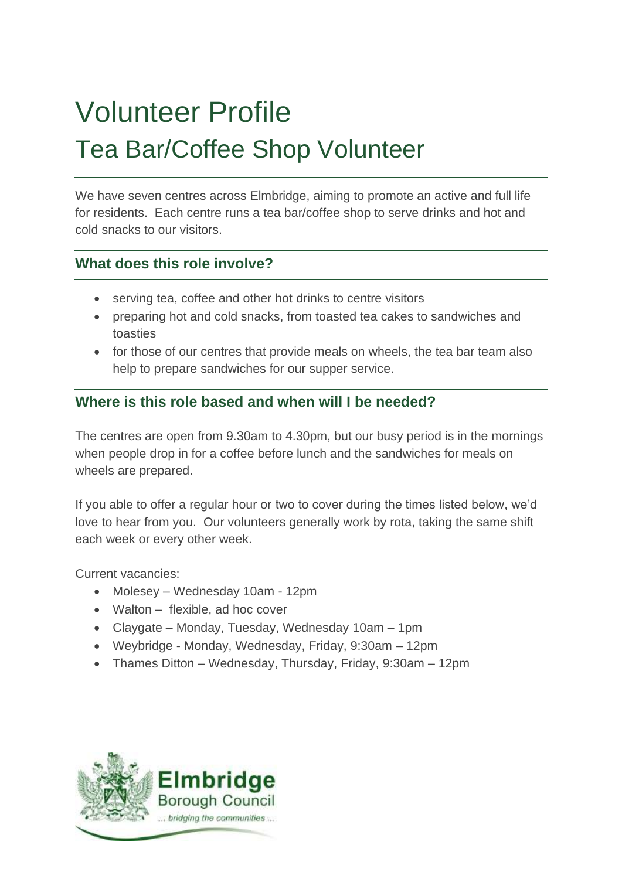# Volunteer Profile

## Tea Bar/Coffee Shop Volunteer

We have seven centres across Elmbridge, aiming to promote an active and full life for residents. Each centre runs a tea bar/coffee shop to serve drinks and hot and cold snacks to our visitors.

### What does this role involve?

- serving tea, coffee and other hot drinks to centre visitors
- preparing hot and cold snacks, from toasted tea cakes to sandwiches and toasties
- for those of our centres that provide meals on wheels, the tea bar team also help to prepare sandwiches for our supper service.

### Where is this role based and when will I be needed?

The centres are open from 9.30am to 4.30pm, but our busy period is in the mornings when people drop in for a coffee before lunch and the sandwiches for meals on wheels are prepared.

If you able to offer a regular hour or two to cover during the times listed below, we'd love to hear from you. Our volunteers generally work by rota, taking the same shift each week or every other week.

Current vacancies:

- Molesey – Wednesday 10am - 12pm
- Walton – flexible, ad hoc cover
- Claygate – Monday, Tuesday, Wednesday 10am – 1pm
- Weybridge - Monday, Wednesday, Friday, 9:30am – 12pm
- Thames Ditton – Wednesday, Thursday, Friday, 9:30am – 12pm

Elmbridge Borough Council
... bridging the communities ...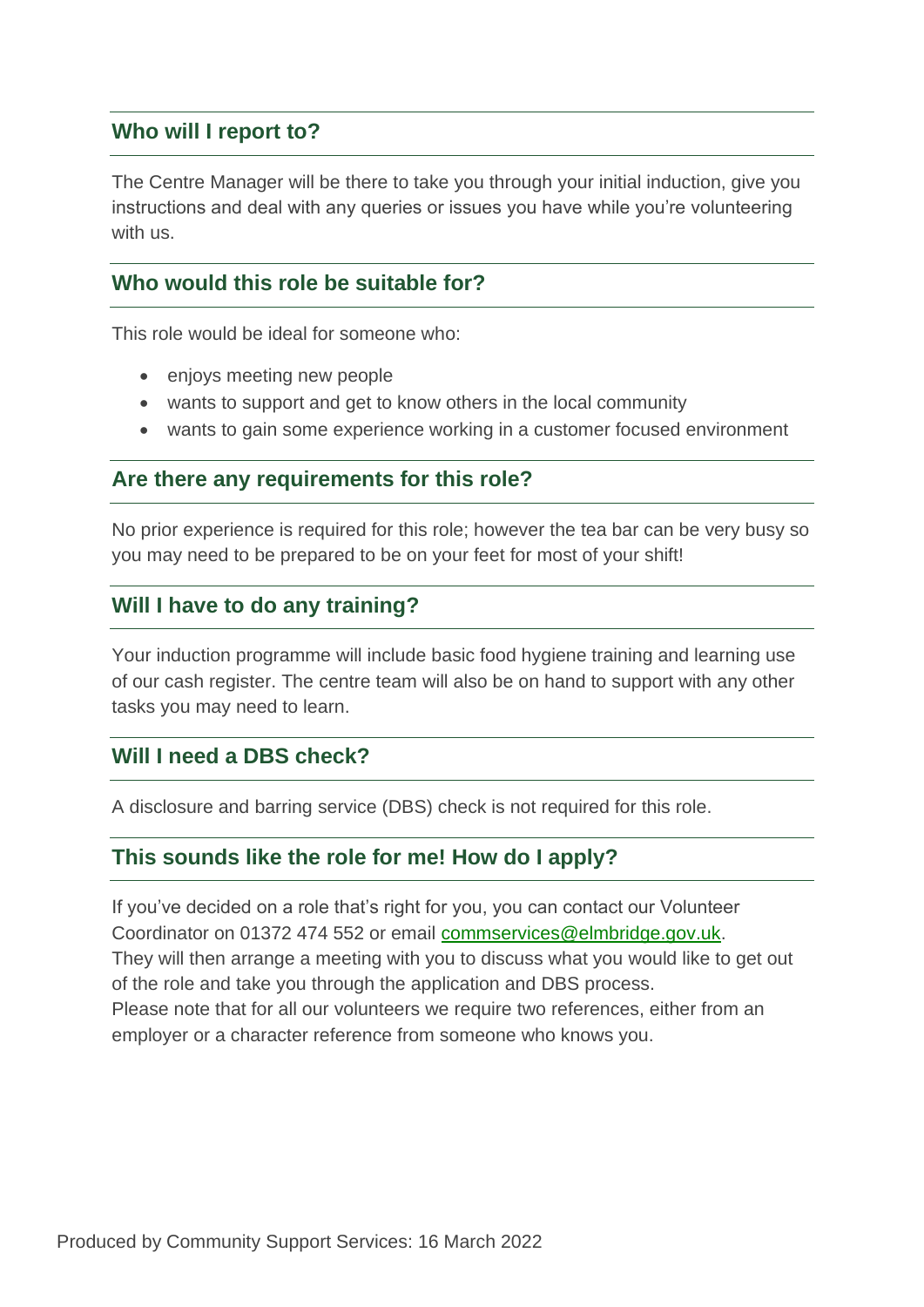## Who will I report to?

The Centre Manager will be there to take you through your initial induction, give you instructions and deal with any queries or issues you have while you're volunteering with us.

## Who would this role be suitable for?

This role would be ideal for someone who:

- enjoys meeting new people
- wants to support and get to know others in the local community
- wants to gain some experience working in a customer focused environment

## Are there any requirements for this role?

No prior experience is required for this role; however the tea bar can be very busy so you may need to be prepared to be on your feet for most of your shift!

## Will I have to do any training?

Your induction programme will include basic food hygiene training and learning use of our cash register. The centre team will also be on hand to support with any other tasks you may need to learn.

## Will I need a DBS check?

A disclosure and barring service (DBS) check is not required for this role.

## This sounds like the role for me! How do I apply?

If you've decided on a role that's right for you, you can contact our Volunteer Coordinator on 01372 474 552 or email commservices@elmbridge.gov.uk.
They will then arrange a meeting with you to discuss what you would like to get out of the role and take you through the application and DBS process.
Please note that for all our volunteers we require two references, either from an employer or a character reference from someone who knows you.

Produced by Community Support Services: 16 March 2022